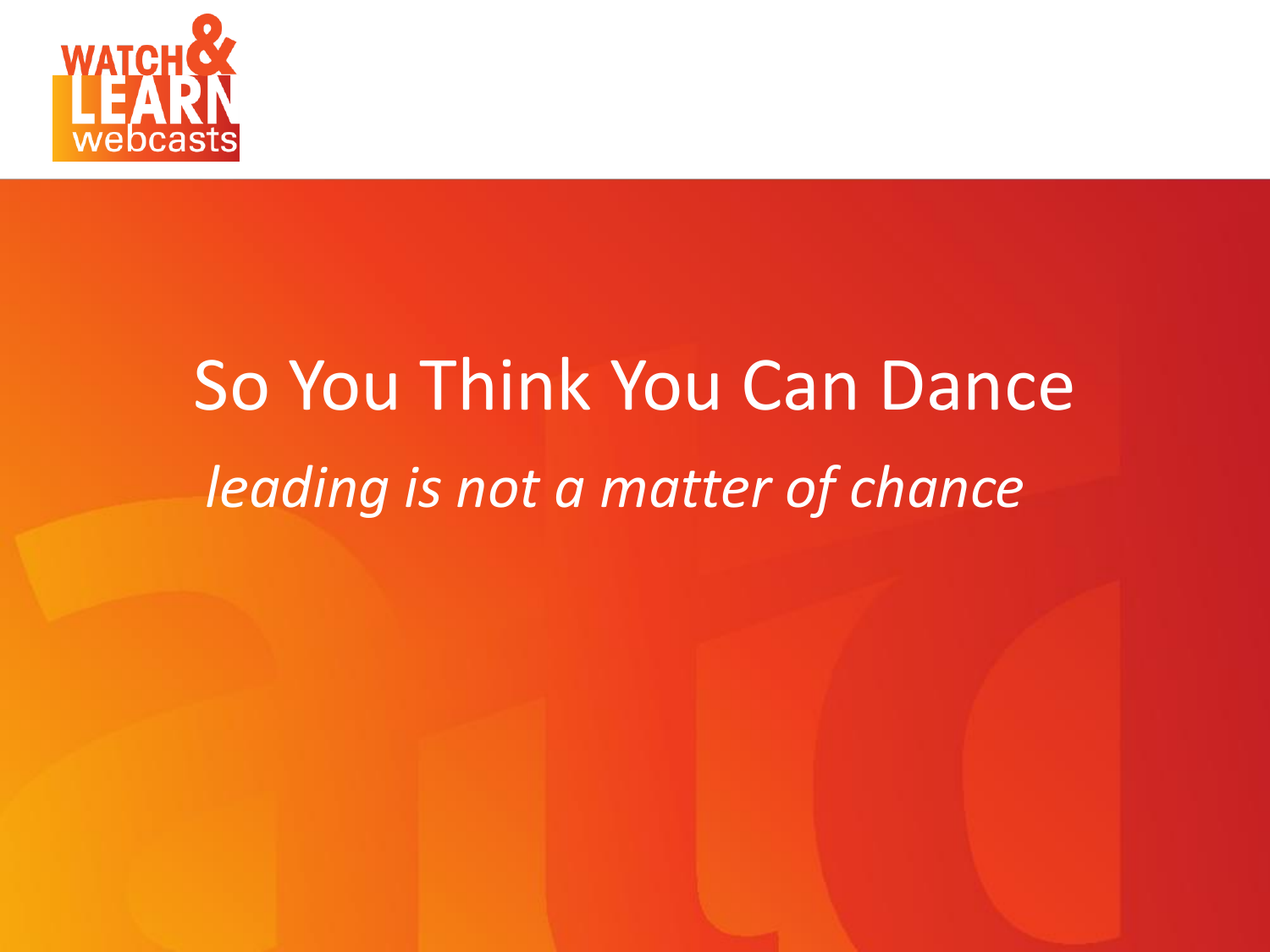# So You Think You Can Dance

*leading is not a matter of chance*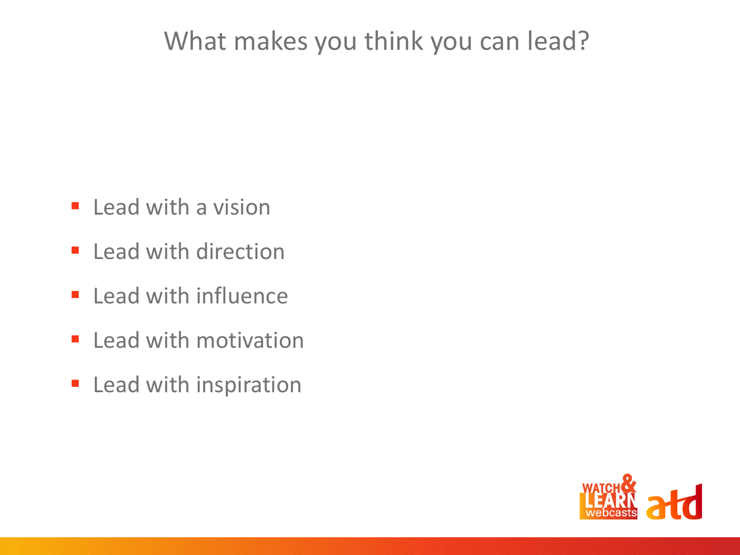# What makes you think you can lead?

- Lead with a vision
- Lead with direction
- Lead with influence
- Lead with motivation
- Lead with inspiration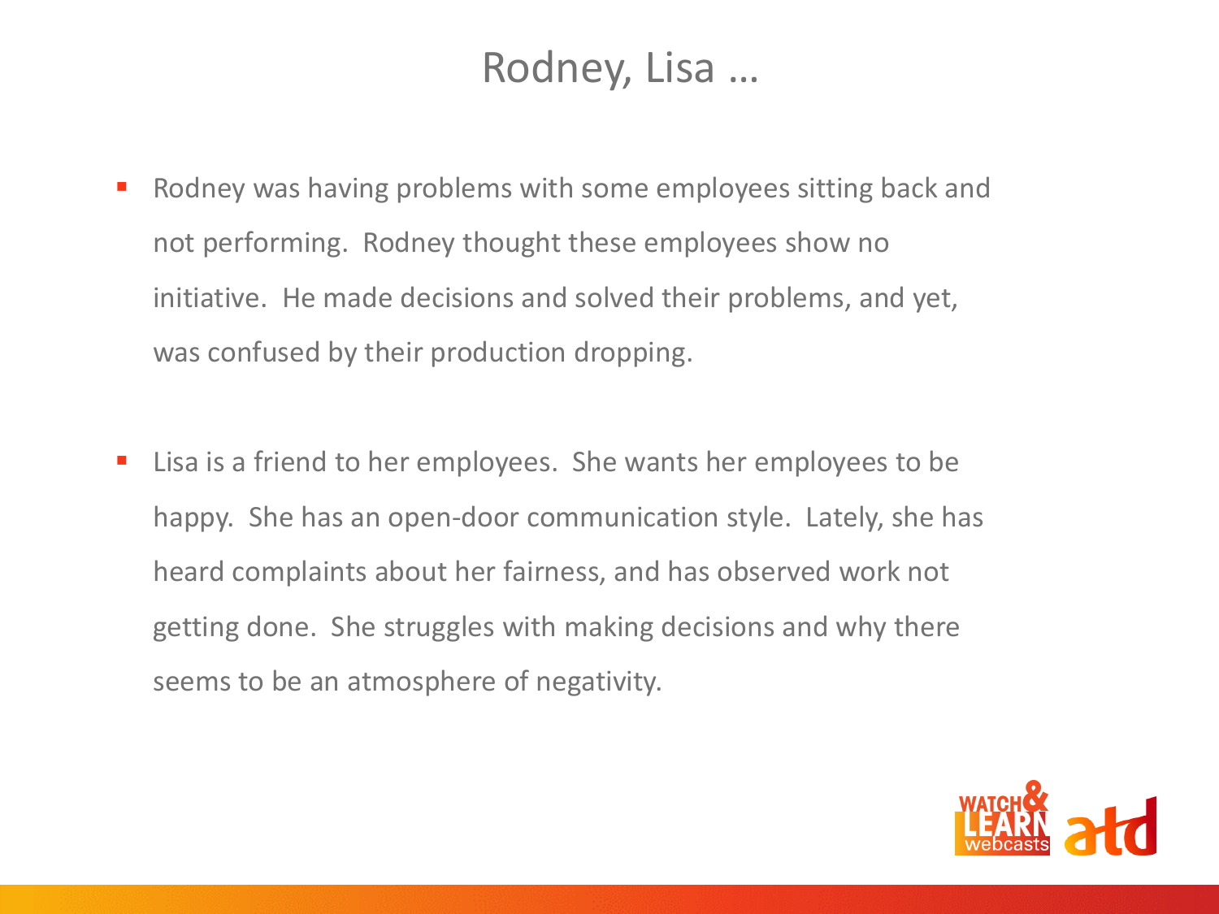# Rodney, Lisa …

- Rodney was having problems with some employees sitting back and not performing. Rodney thought these employees show no initiative. He made decisions and solved their problems, and yet, was confused by their production dropping.

- Lisa is a friend to her employees. She wants her employees to be happy. She has an open-door communication style. Lately, she has heard complaints about her fairness, and has observed work not getting done. She struggles with making decisions and why there seems to be an atmosphere of negativity.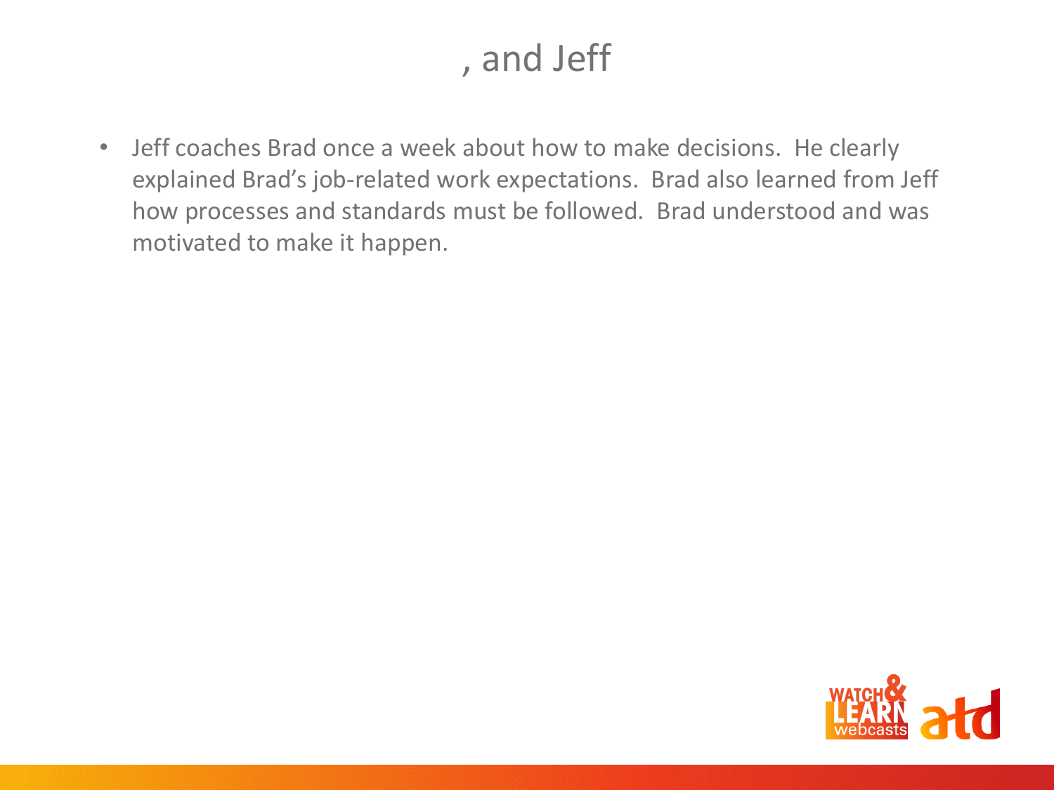# , and Jeff

- Jeff coaches Brad once a week about how to make decisions. He clearly explained Brad's job-related work expectations. Brad also learned from Jeff how processes and standards must be followed. Brad understood and was motivated to make it happen.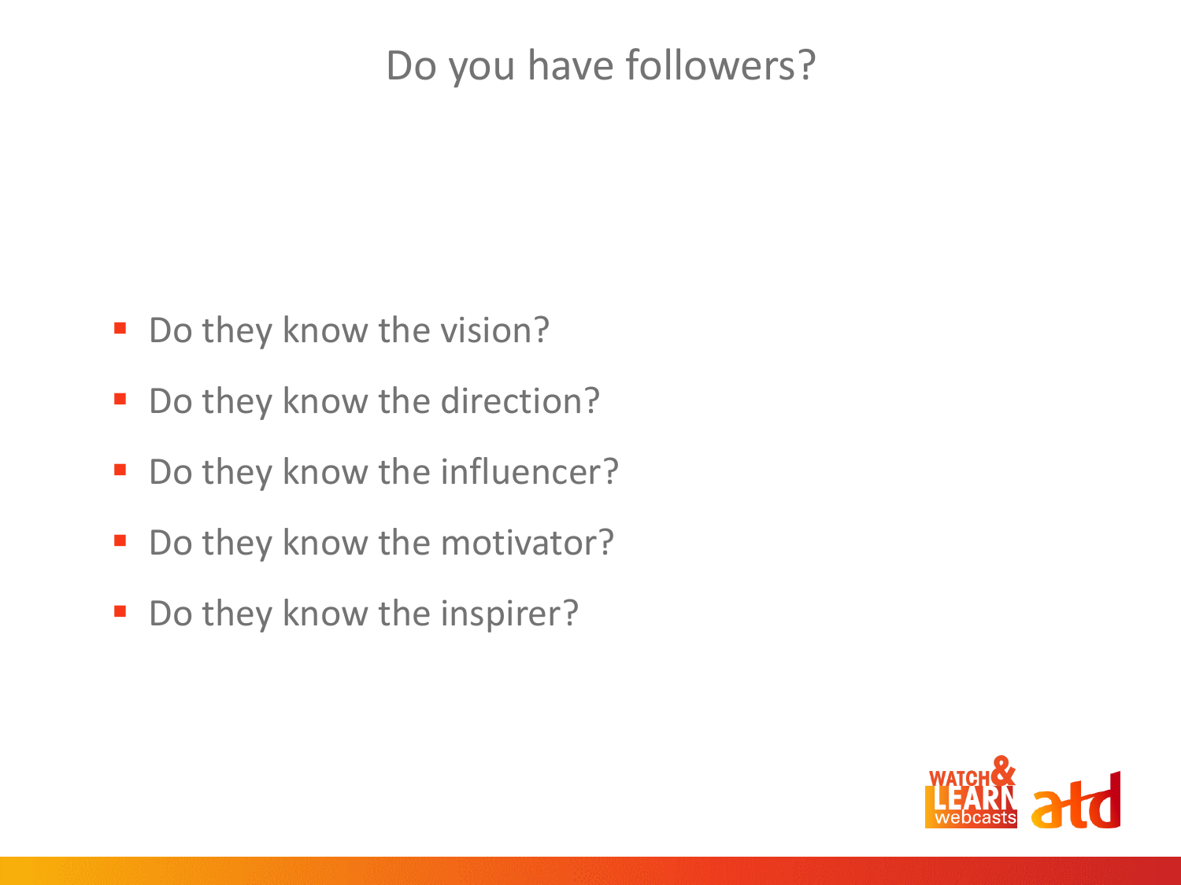# Do you have followers?

- Do they know the vision?
- Do they know the direction?
- Do they know the influencer?
- Do they know the motivator?
- Do they know the inspirer?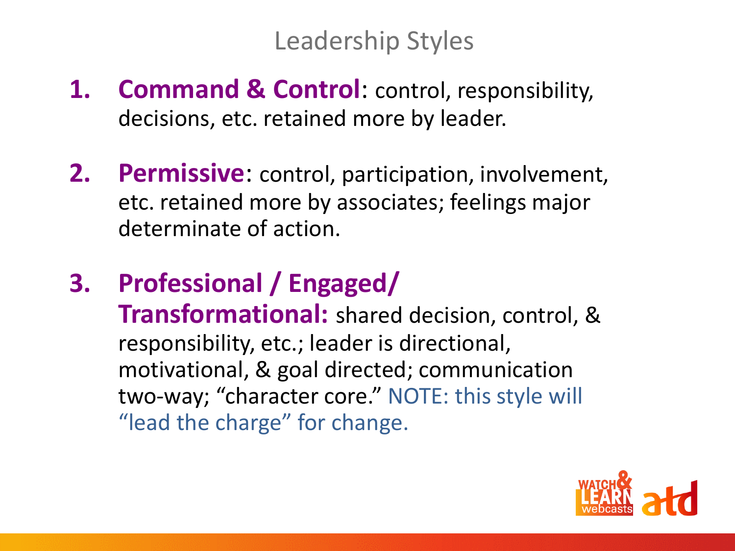# Leadership Styles

1. **Command & Control**: control, responsibility, decisions, etc. retained more by leader.

2. **Permissive**: control, participation, involvement, etc. retained more by associates; feelings major determinate of action.

3. **Professional / Engaged/ Transformational:** shared decision, control, & responsibility, etc.; leader is directional, motivational, & goal directed; communication two-way; "character core." NOTE: this style will "lead the charge" for change.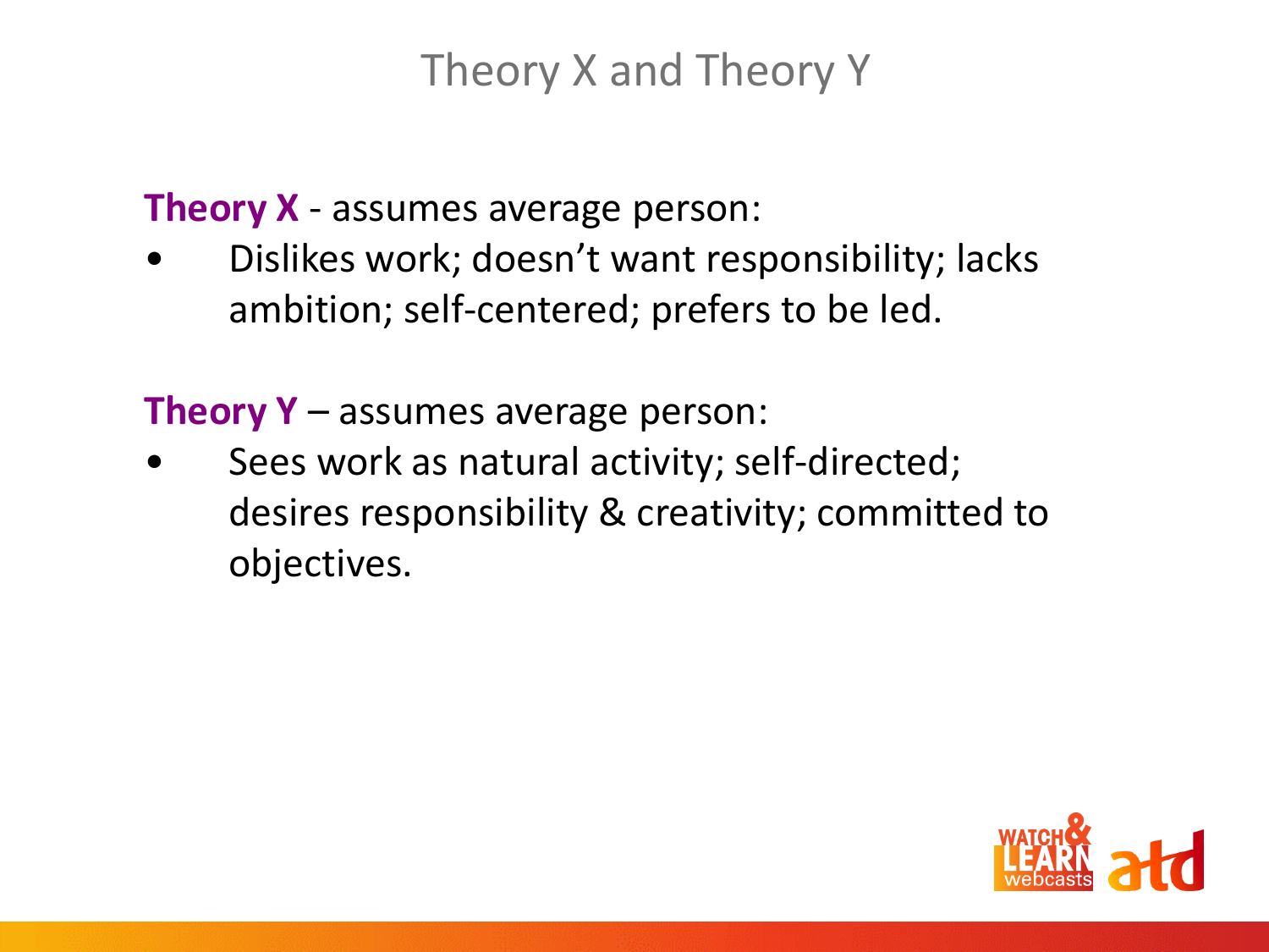# Theory X and Theory Y

**Theory X** - assumes average person:

- Dislikes work; doesn't want responsibility; lacks ambition; self-centered; prefers to be led.

**Theory Y** – assumes average person:

- Sees work as natural activity; self-directed; desires responsibility & creativity; committed to objectives.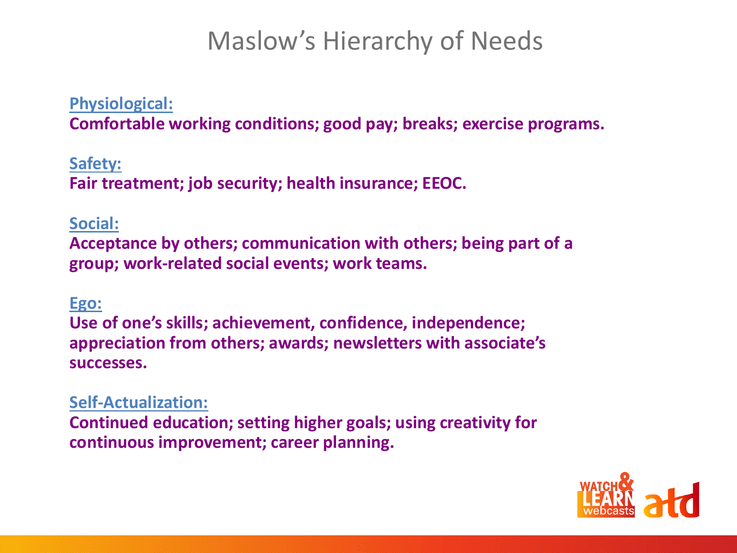# Maslow's Hierarchy of Needs

**Physiological:**
**Comfortable working conditions; good pay; breaks; exercise programs.**

**Safety:**
**Fair treatment; job security; health insurance; EEOC.**

**Social:**
**Acceptance by others; communication with others; being part of a group; work-related social events; work teams.**

**Ego:**
**Use of one's skills; achievement, confidence, independence; appreciation from others; awards; newsletters with associate's successes.**

**Self-Actualization:**
**Continued education; setting higher goals; using creativity for continuous improvement; career planning.**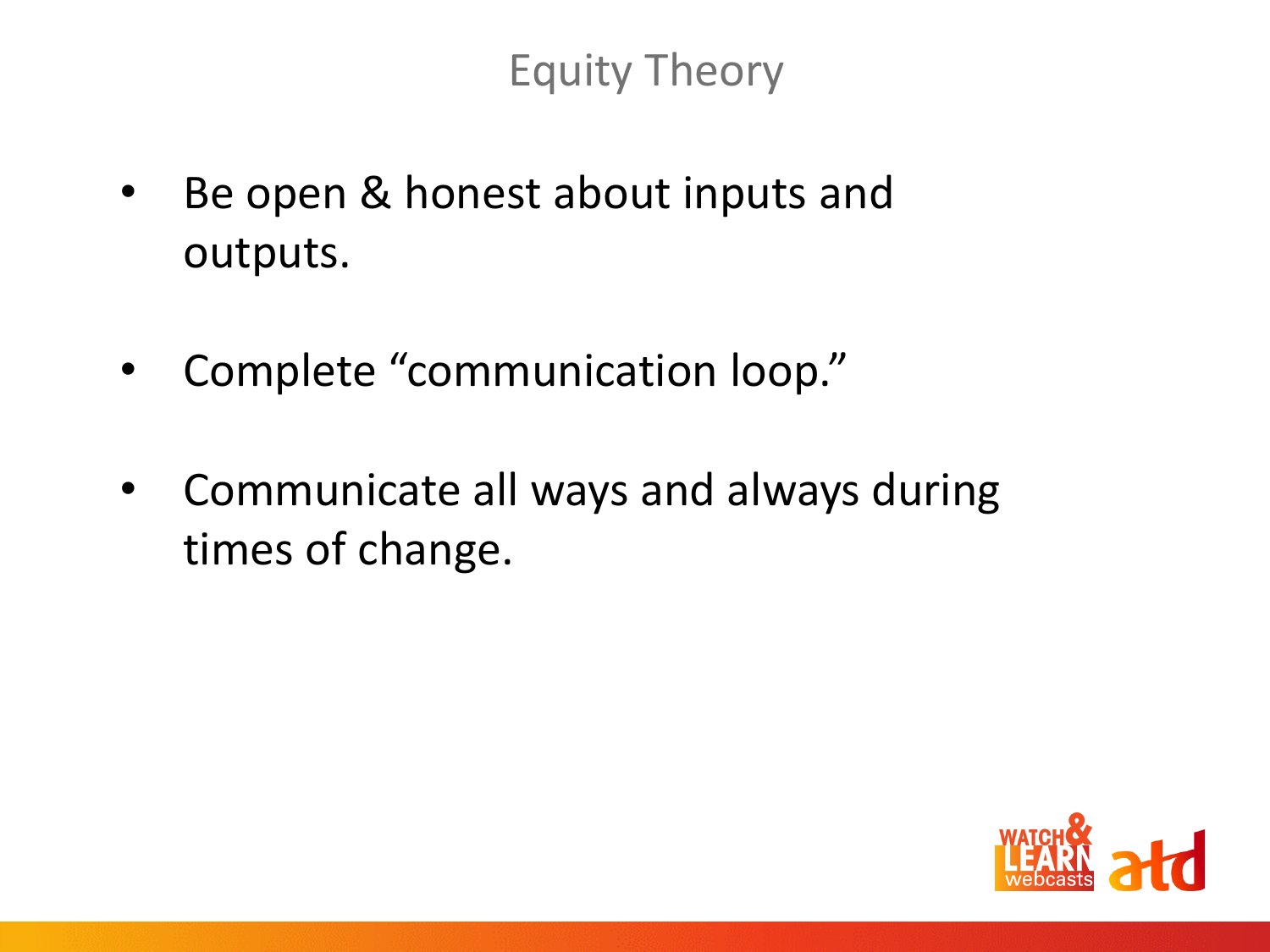# Equity Theory

- Be open & honest about inputs and outputs.
- Complete "communication loop."
- Communicate all ways and always during times of change.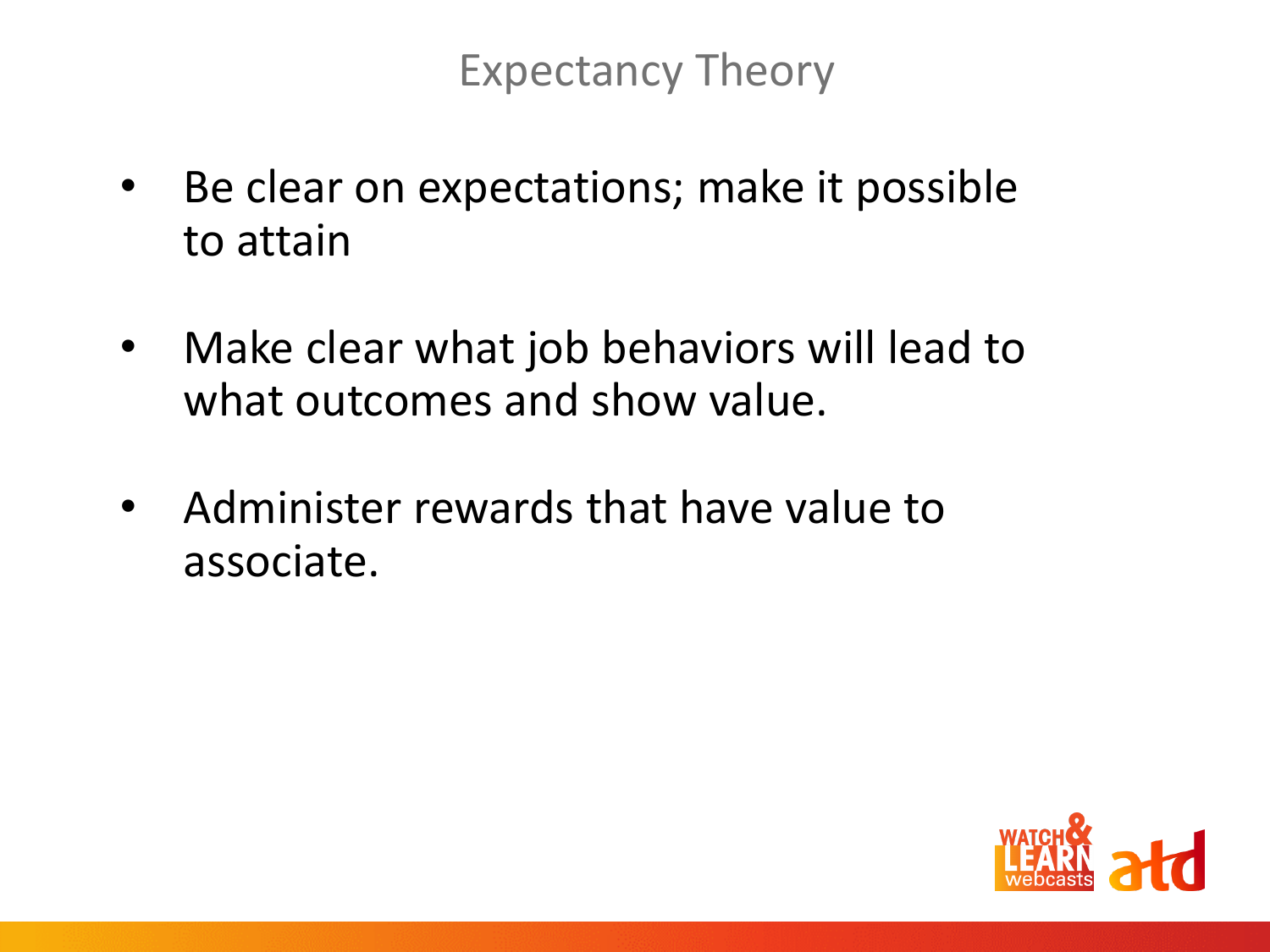# Expectancy Theory

- Be clear on expectations; make it possible to attain
- Make clear what job behaviors will lead to what outcomes and show value.
- Administer rewards that have value to associate.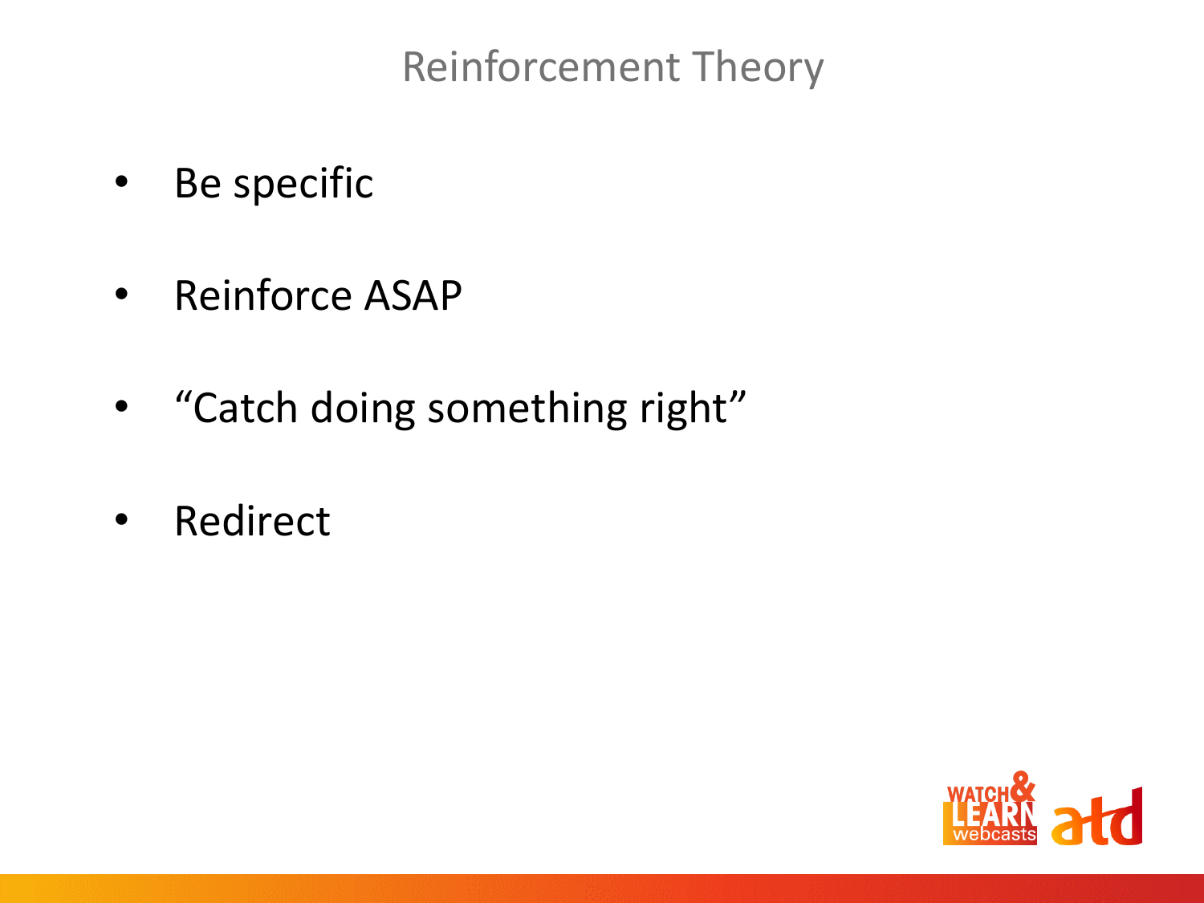# Reinforcement Theory

- Be specific
- Reinforce ASAP
- “Catch doing something right”
- Redirect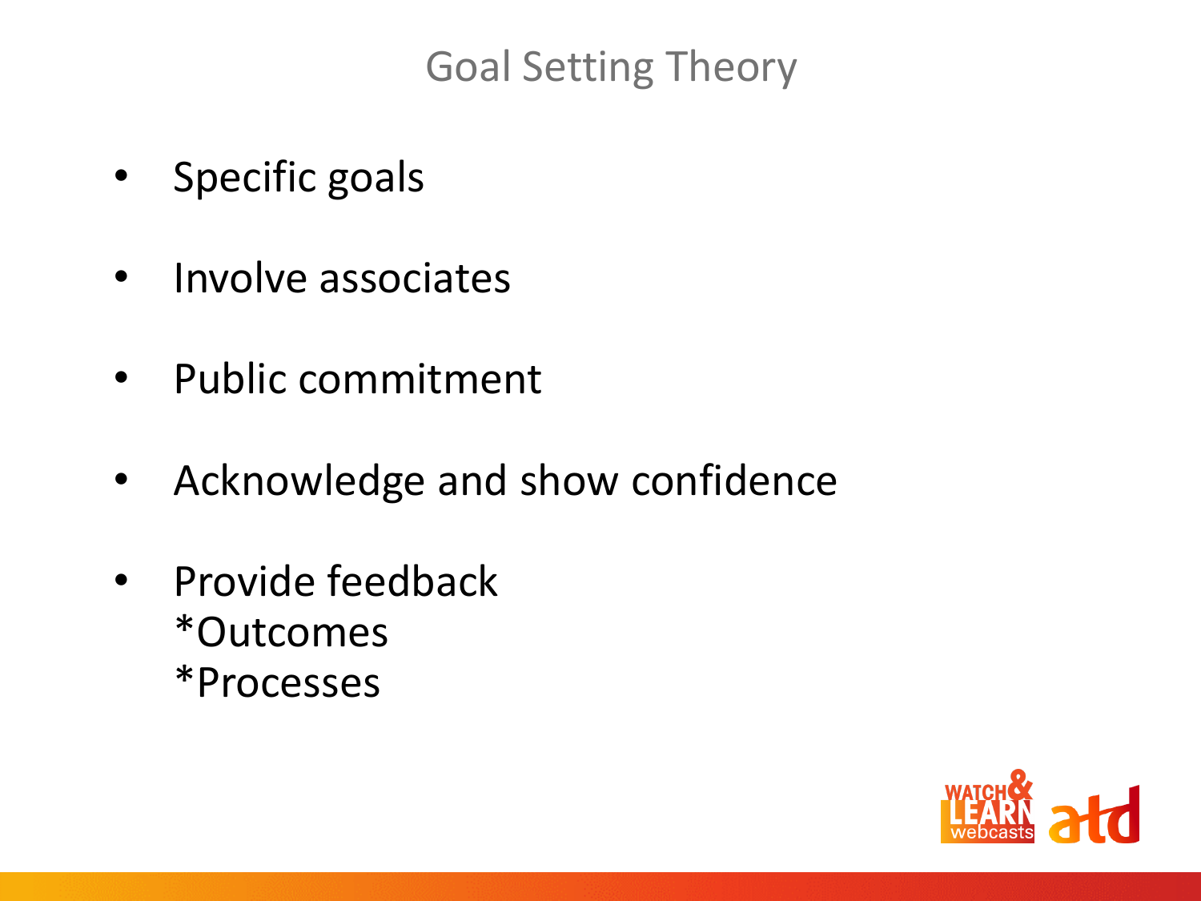# Goal Setting Theory

- Specific goals
- Involve associates
- Public commitment
- Acknowledge and show confidence
- Provide feedback
  *Outcomes
  *Processes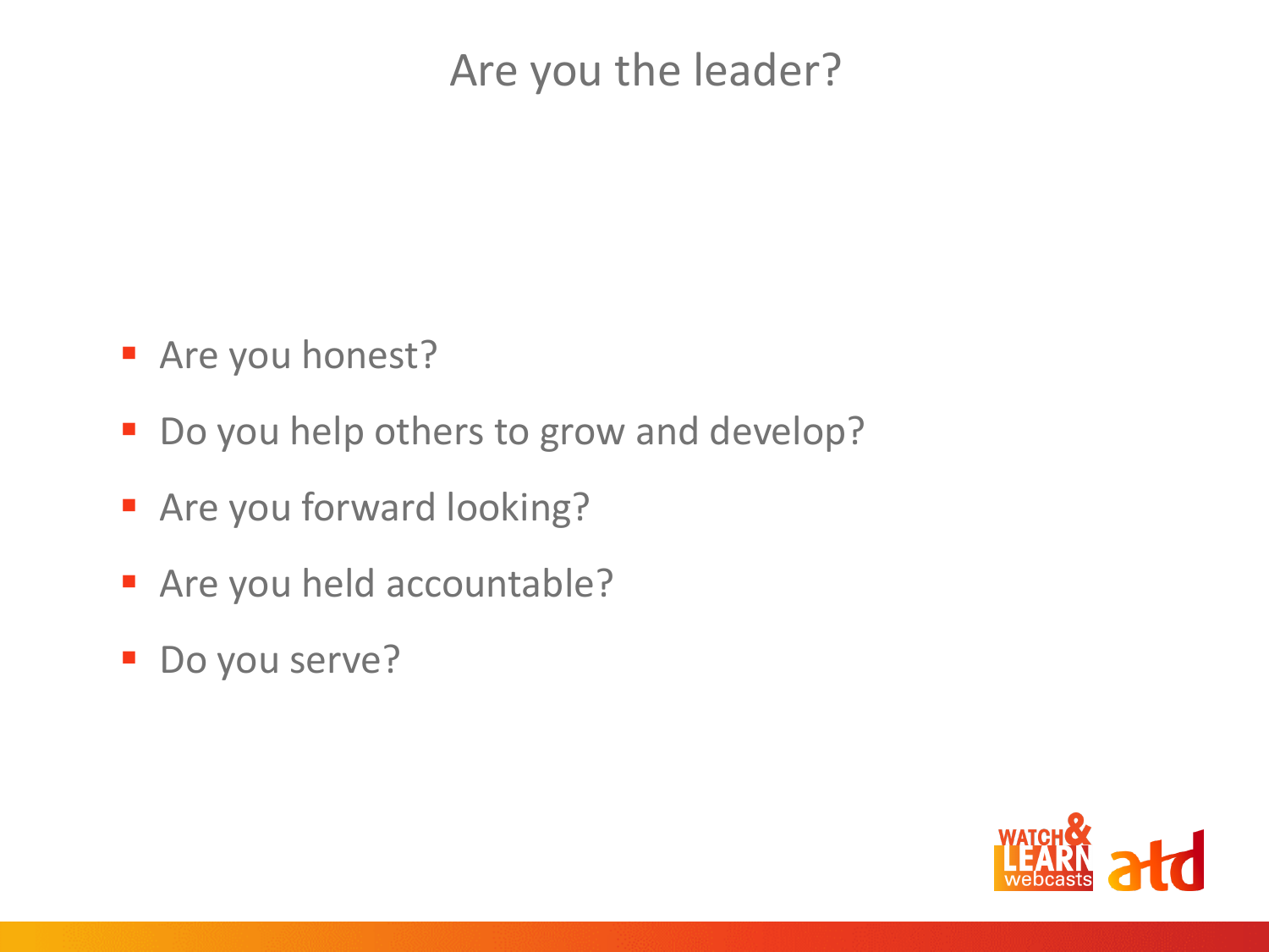# Are you the leader?

- Are you honest?
- Do you help others to grow and develop?
- Are you forward looking?
- Are you held accountable?
- Do you serve?